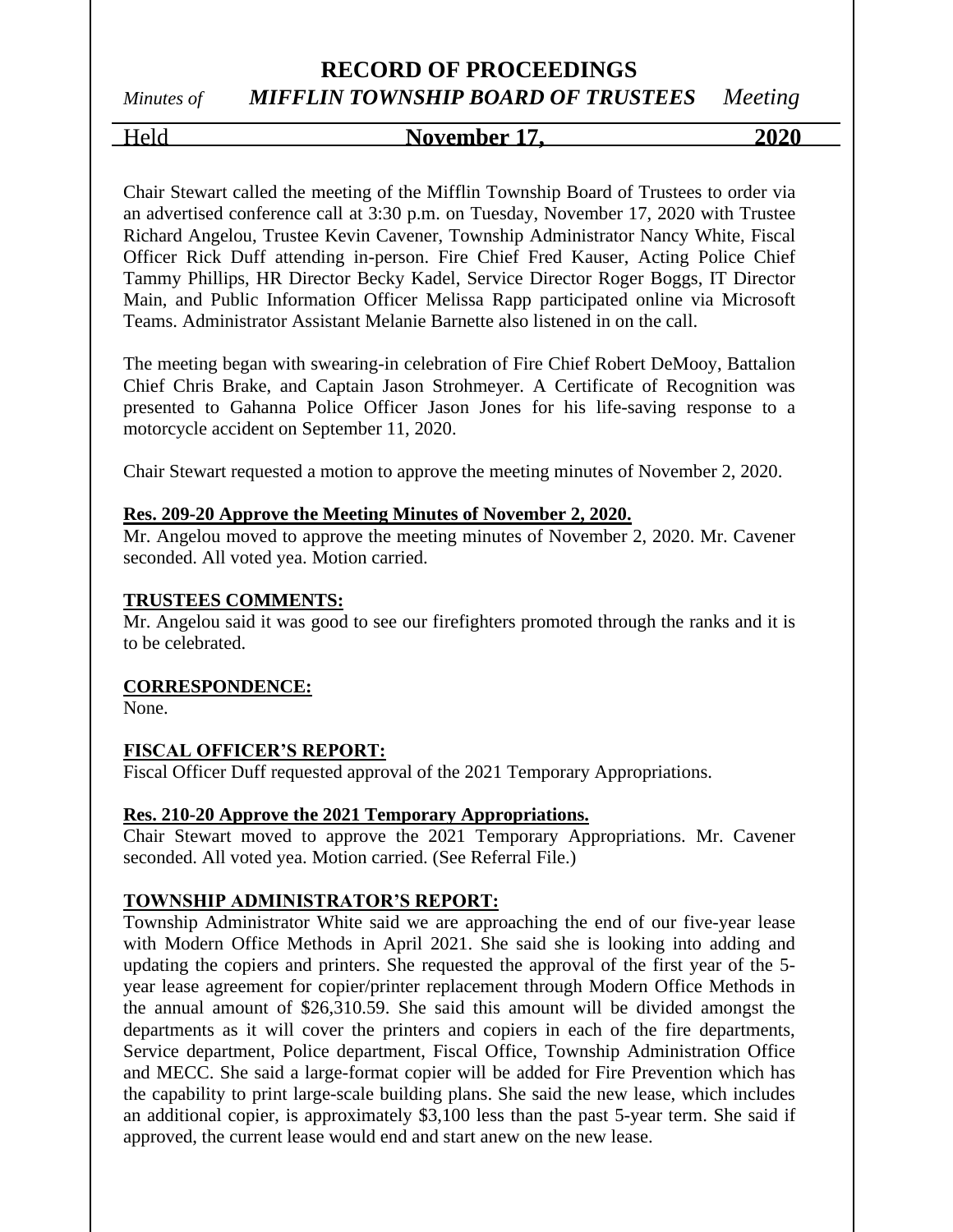# RECORD OF PROCEEDINGS

*Minutes of* ***MIFFLIN TOWNSHIP BOARD OF TRUSTEES*** *Meeting*

Held **November 17, 2020**

Chair Stewart called the meeting of the Mifflin Township Board of Trustees to order via an advertised conference call at 3:30 p.m. on Tuesday, November 17, 2020 with Trustee Richard Angelou, Trustee Kevin Cavener, Township Administrator Nancy White, Fiscal Officer Rick Duff attending in-person. Fire Chief Fred Kauser, Acting Police Chief Tammy Phillips, HR Director Becky Kadel, Service Director Roger Boggs, IT Director Main, and Public Information Officer Melissa Rapp participated online via Microsoft Teams. Administrator Assistant Melanie Barnette also listened in on the call.

The meeting began with swearing-in celebration of Fire Chief Robert DeMooy, Battalion Chief Chris Brake, and Captain Jason Strohmeyer. A Certificate of Recognition was presented to Gahanna Police Officer Jason Jones for his life-saving response to a motorcycle accident on September 11, 2020.

Chair Stewart requested a motion to approve the meeting minutes of November 2, 2020.

**Res. 209-20 Approve the Meeting Minutes of November 2, 2020.**
Mr. Angelou moved to approve the meeting minutes of November 2, 2020. Mr. Cavener seconded. All voted yea. Motion carried.

**TRUSTEES COMMENTS:**
Mr. Angelou said it was good to see our firefighters promoted through the ranks and it is to be celebrated.

**CORRESPONDENCE:**
None.

**FISCAL OFFICER'S REPORT:**
Fiscal Officer Duff requested approval of the 2021 Temporary Appropriations.

**Res. 210-20 Approve the 2021 Temporary Appropriations.**
Chair Stewart moved to approve the 2021 Temporary Appropriations. Mr. Cavener seconded. All voted yea. Motion carried. (See Referral File.)

**TOWNSHIP ADMINISTRATOR'S REPORT:**
Township Administrator White said we are approaching the end of our five-year lease with Modern Office Methods in April 2021. She said she is looking into adding and updating the copiers and printers. She requested the approval of the first year of the 5-year lease agreement for copier/printer replacement through Modern Office Methods in the annual amount of $26,310.59. She said this amount will be divided amongst the departments as it will cover the printers and copiers in each of the fire departments, Service department, Police department, Fiscal Office, Township Administration Office and MECC. She said a large-format copier will be added for Fire Prevention which has the capability to print large-scale building plans. She said the new lease, which includes an additional copier, is approximately $3,100 less than the past 5-year term. She said if approved, the current lease would end and start anew on the new lease.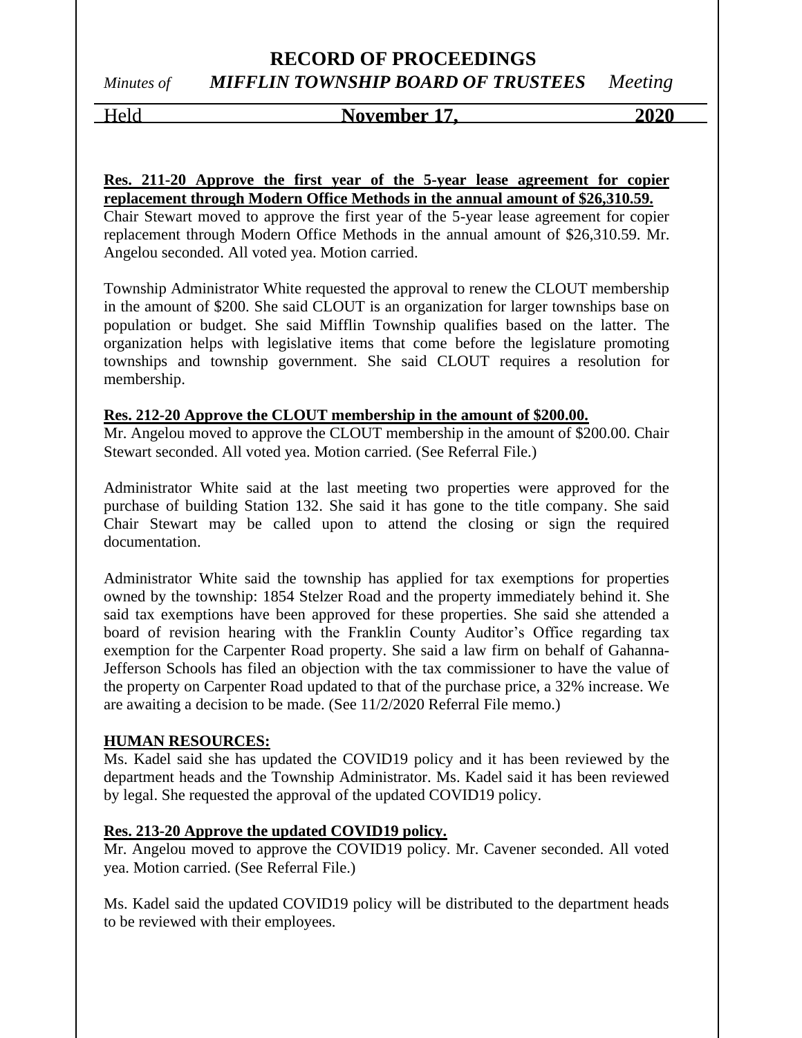**Res. 211-20 Approve the first year of the 5-year lease agreement for copier replacement through Modern Office Methods in the annual amount of $26,310.59.**
Chair Stewart moved to approve the first year of the 5-year lease agreement for copier replacement through Modern Office Methods in the annual amount of $26,310.59. Mr. Angelou seconded. All voted yea. Motion carried.

Township Administrator White requested the approval to renew the CLOUT membership in the amount of $200. She said CLOUT is an organization for larger townships base on population or budget. She said Mifflin Township qualifies based on the latter. The organization helps with legislative items that come before the legislature promoting townships and township government. She said CLOUT requires a resolution for membership.

**Res. 212-20 Approve the CLOUT membership in the amount of $200.00.**
Mr. Angelou moved to approve the CLOUT membership in the amount of $200.00. Chair Stewart seconded. All voted yea. Motion carried. (See Referral File.)

Administrator White said at the last meeting two properties were approved for the purchase of building Station 132. She said it has gone to the title company. She said Chair Stewart may be called upon to attend the closing or sign the required documentation.

Administrator White said the township has applied for tax exemptions for properties owned by the township: 1854 Stelzer Road and the property immediately behind it. She said tax exemptions have been approved for these properties. She said she attended a board of revision hearing with the Franklin County Auditor's Office regarding tax exemption for the Carpenter Road property. She said a law firm on behalf of Gahanna-Jefferson Schools has filed an objection with the tax commissioner to have the value of the property on Carpenter Road updated to that of the purchase price, a 32% increase. We are awaiting a decision to be made. (See 11/2/2020 Referral File memo.)

**HUMAN RESOURCES:**
Ms. Kadel said she has updated the COVID19 policy and it has been reviewed by the department heads and the Township Administrator. Ms. Kadel said it has been reviewed by legal. She requested the approval of the updated COVID19 policy.

**Res. 213-20 Approve the updated COVID19 policy.**
Mr. Angelou moved to approve the COVID19 policy. Mr. Cavener seconded. All voted yea. Motion carried. (See Referral File.)

Ms. Kadel said the updated COVID19 policy will be distributed to the department heads to be reviewed with their employees.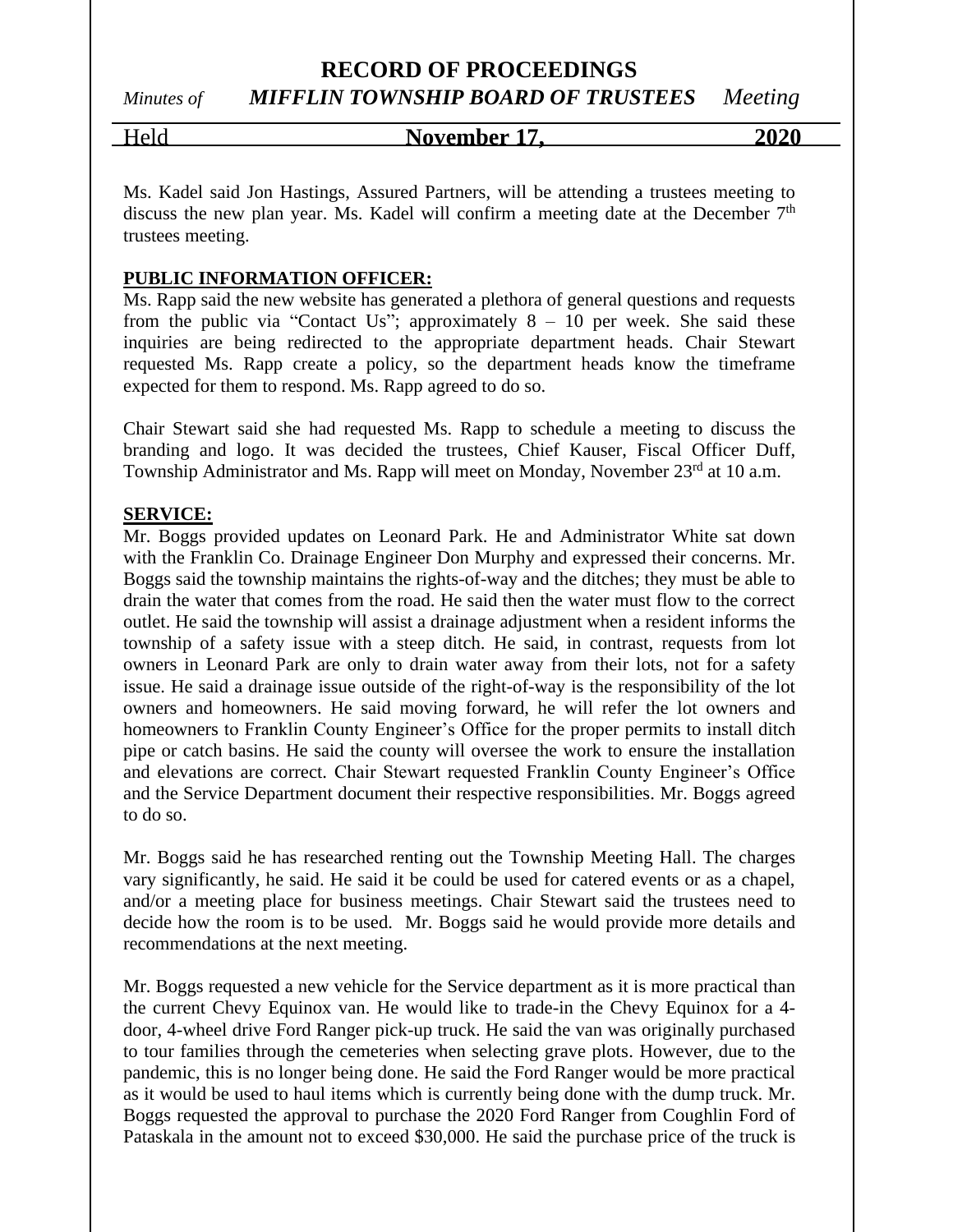Ms. Kadel said Jon Hastings, Assured Partners, will be attending a trustees meeting to discuss the new plan year. Ms. Kadel will confirm a meeting date at the December 7th trustees meeting.

**PUBLIC INFORMATION OFFICER:**

Ms. Rapp said the new website has generated a plethora of general questions and requests from the public via "Contact Us"; approximately 8 – 10 per week. She said these inquiries are being redirected to the appropriate department heads. Chair Stewart requested Ms. Rapp create a policy, so the department heads know the timeframe expected for them to respond. Ms. Rapp agreed to do so.

Chair Stewart said she had requested Ms. Rapp to schedule a meeting to discuss the branding and logo. It was decided the trustees, Chief Kauser, Fiscal Officer Duff, Township Administrator and Ms. Rapp will meet on Monday, November 23rd at 10 a.m.

**SERVICE:**

Mr. Boggs provided updates on Leonard Park. He and Administrator White sat down with the Franklin Co. Drainage Engineer Don Murphy and expressed their concerns. Mr. Boggs said the township maintains the rights-of-way and the ditches; they must be able to drain the water that comes from the road. He said then the water must flow to the correct outlet. He said the township will assist a drainage adjustment when a resident informs the township of a safety issue with a steep ditch. He said, in contrast, requests from lot owners in Leonard Park are only to drain water away from their lots, not for a safety issue. He said a drainage issue outside of the right-of-way is the responsibility of the lot owners and homeowners. He said moving forward, he will refer the lot owners and homeowners to Franklin County Engineer's Office for the proper permits to install ditch pipe or catch basins. He said the county will oversee the work to ensure the installation and elevations are correct. Chair Stewart requested Franklin County Engineer's Office and the Service Department document their respective responsibilities. Mr. Boggs agreed to do so.

Mr. Boggs said he has researched renting out the Township Meeting Hall. The charges vary significantly, he said. He said it be could be used for catered events or as a chapel, and/or a meeting place for business meetings. Chair Stewart said the trustees need to decide how the room is to be used. Mr. Boggs said he would provide more details and recommendations at the next meeting.

Mr. Boggs requested a new vehicle for the Service department as it is more practical than the current Chevy Equinox van. He would like to trade-in the Chevy Equinox for a 4-door, 4-wheel drive Ford Ranger pick-up truck. He said the van was originally purchased to tour families through the cemeteries when selecting grave plots. However, due to the pandemic, this is no longer being done. He said the Ford Ranger would be more practical as it would be used to haul items which is currently being done with the dump truck. Mr. Boggs requested the approval to purchase the 2020 Ford Ranger from Coughlin Ford of Pataskala in the amount not to exceed $30,000. He said the purchase price of the truck is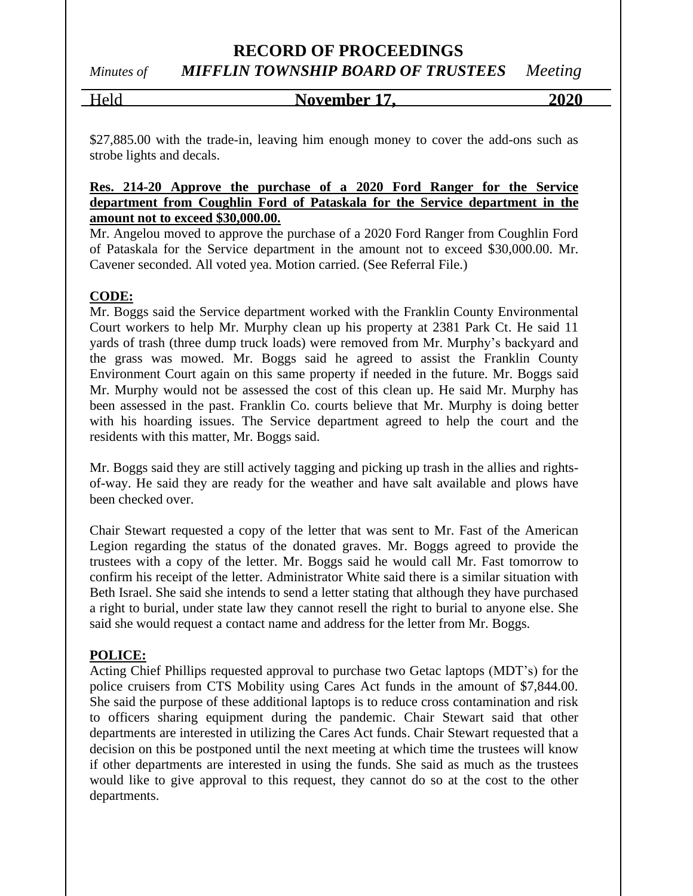$27,885.00 with the trade-in, leaving him enough money to cover the add-ons such as strobe lights and decals.

**Res. 214-20 Approve the purchase of a 2020 Ford Ranger for the Service department from Coughlin Ford of Pataskala for the Service department in the amount not to exceed $30,000.00.**

Mr. Angelou moved to approve the purchase of a 2020 Ford Ranger from Coughlin Ford of Pataskala for the Service department in the amount not to exceed $30,000.00. Mr. Cavener seconded. All voted yea. Motion carried. (See Referral File.)

**CODE:**

Mr. Boggs said the Service department worked with the Franklin County Environmental Court workers to help Mr. Murphy clean up his property at 2381 Park Ct. He said 11 yards of trash (three dump truck loads) were removed from Mr. Murphy's backyard and the grass was mowed. Mr. Boggs said he agreed to assist the Franklin County Environment Court again on this same property if needed in the future. Mr. Boggs said Mr. Murphy would not be assessed the cost of this clean up. He said Mr. Murphy has been assessed in the past. Franklin Co. courts believe that Mr. Murphy is doing better with his hoarding issues. The Service department agreed to help the court and the residents with this matter, Mr. Boggs said.

Mr. Boggs said they are still actively tagging and picking up trash in the allies and rights-of-way. He said they are ready for the weather and have salt available and plows have been checked over.

Chair Stewart requested a copy of the letter that was sent to Mr. Fast of the American Legion regarding the status of the donated graves. Mr. Boggs agreed to provide the trustees with a copy of the letter. Mr. Boggs said he would call Mr. Fast tomorrow to confirm his receipt of the letter. Administrator White said there is a similar situation with Beth Israel. She said she intends to send a letter stating that although they have purchased a right to burial, under state law they cannot resell the right to burial to anyone else. She said she would request a contact name and address for the letter from Mr. Boggs.

**POLICE:**

Acting Chief Phillips requested approval to purchase two Getac laptops (MDT's) for the police cruisers from CTS Mobility using Cares Act funds in the amount of $7,844.00. She said the purpose of these additional laptops is to reduce cross contamination and risk to officers sharing equipment during the pandemic. Chair Stewart said that other departments are interested in utilizing the Cares Act funds. Chair Stewart requested that a decision on this be postponed until the next meeting at which time the trustees will know if other departments are interested in using the funds. She said as much as the trustees would like to give approval to this request, they cannot do so at the cost to the other departments.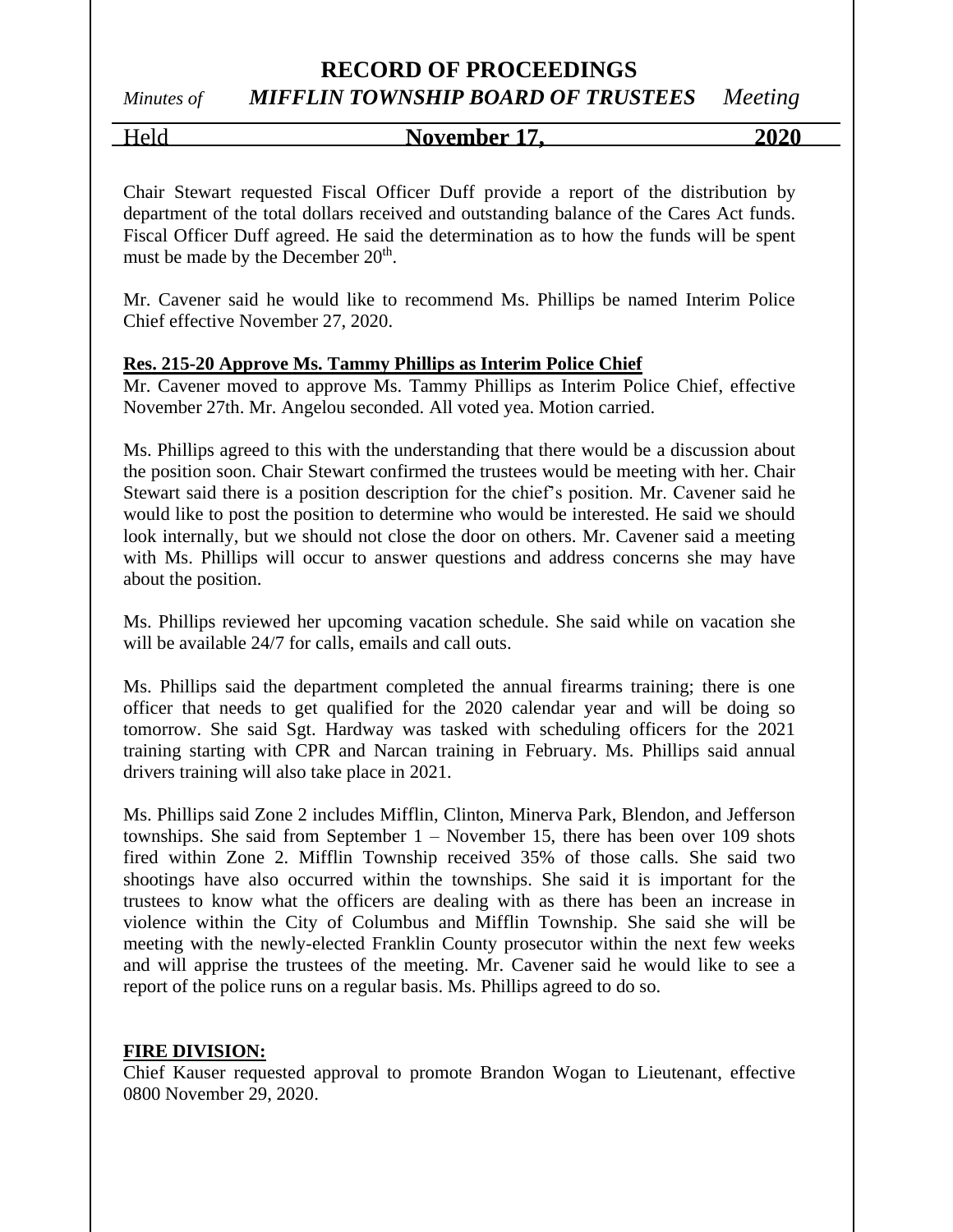Chair Stewart requested Fiscal Officer Duff provide a report of the distribution by department of the total dollars received and outstanding balance of the Cares Act funds. Fiscal Officer Duff agreed. He said the determination as to how the funds will be spent must be made by the December 20th.

Mr. Cavener said he would like to recommend Ms. Phillips be named Interim Police Chief effective November 27, 2020.

**Res. 215-20 Approve Ms. Tammy Phillips as Interim Police Chief**

Mr. Cavener moved to approve Ms. Tammy Phillips as Interim Police Chief, effective November 27th. Mr. Angelou seconded. All voted yea. Motion carried.

Ms. Phillips agreed to this with the understanding that there would be a discussion about the position soon. Chair Stewart confirmed the trustees would be meeting with her. Chair Stewart said there is a position description for the chief's position. Mr. Cavener said he would like to post the position to determine who would be interested. He said we should look internally, but we should not close the door on others. Mr. Cavener said a meeting with Ms. Phillips will occur to answer questions and address concerns she may have about the position.

Ms. Phillips reviewed her upcoming vacation schedule. She said while on vacation she will be available 24/7 for calls, emails and call outs.

Ms. Phillips said the department completed the annual firearms training; there is one officer that needs to get qualified for the 2020 calendar year and will be doing so tomorrow. She said Sgt. Hardway was tasked with scheduling officers for the 2021 training starting with CPR and Narcan training in February. Ms. Phillips said annual drivers training will also take place in 2021.

Ms. Phillips said Zone 2 includes Mifflin, Clinton, Minerva Park, Blendon, and Jefferson townships. She said from September 1 – November 15, there has been over 109 shots fired within Zone 2. Mifflin Township received 35% of those calls. She said two shootings have also occurred within the townships. She said it is important for the trustees to know what the officers are dealing with as there has been an increase in violence within the City of Columbus and Mifflin Township. She said she will be meeting with the newly-elected Franklin County prosecutor within the next few weeks and will apprise the trustees of the meeting. Mr. Cavener said he would like to see a report of the police runs on a regular basis. Ms. Phillips agreed to do so.

**FIRE DIVISION:**

Chief Kauser requested approval to promote Brandon Wogan to Lieutenant, effective 0800 November 29, 2020.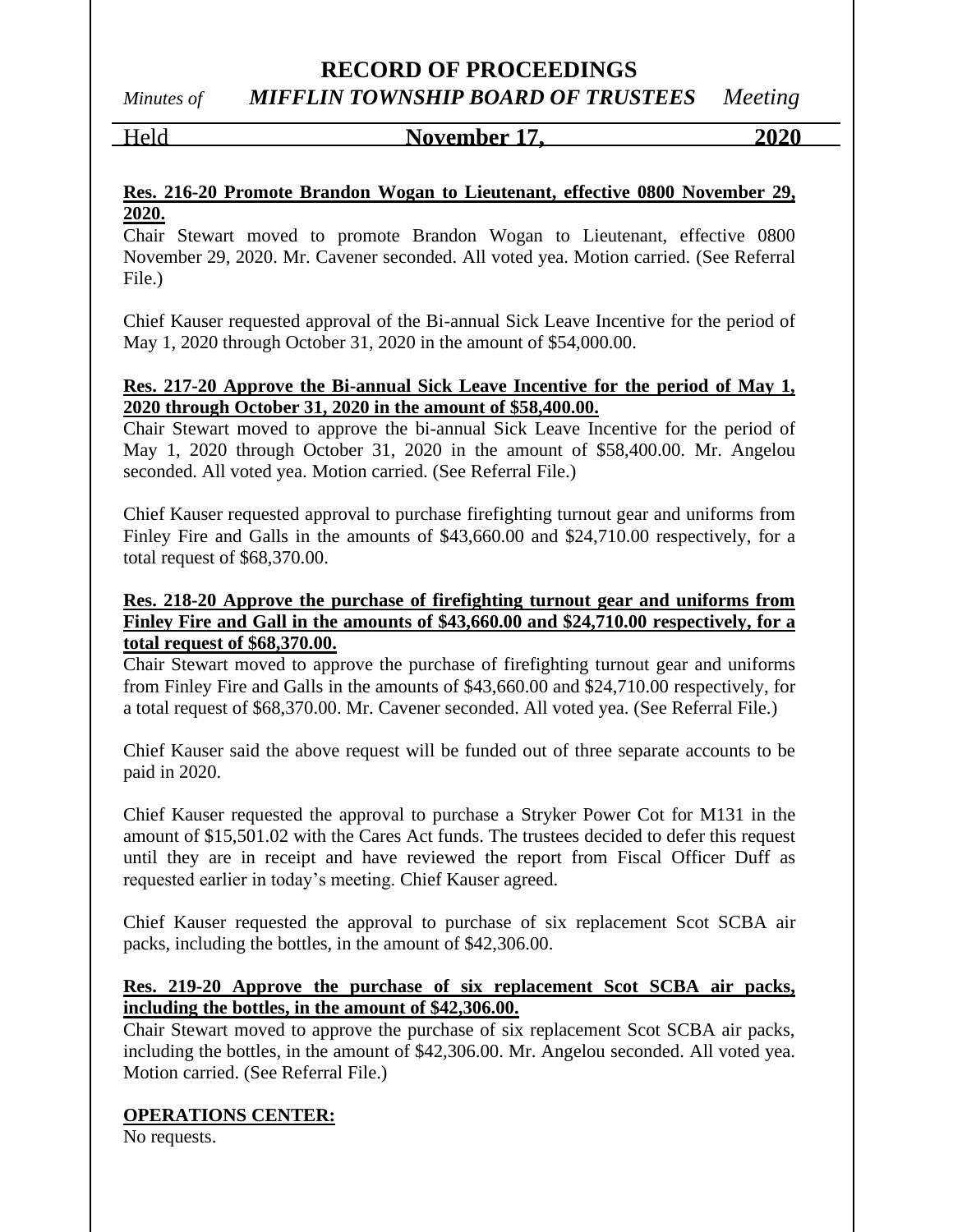**Res. 216-20 Promote Brandon Wogan to Lieutenant, effective 0800 November 29, 2020.**

Chair Stewart moved to promote Brandon Wogan to Lieutenant, effective 0800 November 29, 2020. Mr. Cavener seconded. All voted yea. Motion carried. (See Referral File.)

Chief Kauser requested approval of the Bi-annual Sick Leave Incentive for the period of May 1, 2020 through October 31, 2020 in the amount of $54,000.00.

**Res. 217-20 Approve the Bi-annual Sick Leave Incentive for the period of May 1, 2020 through October 31, 2020 in the amount of $58,400.00.**

Chair Stewart moved to approve the bi-annual Sick Leave Incentive for the period of May 1, 2020 through October 31, 2020 in the amount of $58,400.00. Mr. Angelou seconded. All voted yea. Motion carried. (See Referral File.)

Chief Kauser requested approval to purchase firefighting turnout gear and uniforms from Finley Fire and Galls in the amounts of $43,660.00 and $24,710.00 respectively, for a total request of $68,370.00.

**Res. 218-20 Approve the purchase of firefighting turnout gear and uniforms from Finley Fire and Gall in the amounts of $43,660.00 and $24,710.00 respectively, for a total request of $68,370.00.**

Chair Stewart moved to approve the purchase of firefighting turnout gear and uniforms from Finley Fire and Galls in the amounts of $43,660.00 and $24,710.00 respectively, for a total request of $68,370.00. Mr. Cavener seconded. All voted yea. (See Referral File.)

Chief Kauser said the above request will be funded out of three separate accounts to be paid in 2020.

Chief Kauser requested the approval to purchase a Stryker Power Cot for M131 in the amount of $15,501.02 with the Cares Act funds. The trustees decided to defer this request until they are in receipt and have reviewed the report from Fiscal Officer Duff as requested earlier in today's meeting. Chief Kauser agreed.

Chief Kauser requested the approval to purchase of six replacement Scot SCBA air packs, including the bottles, in the amount of $42,306.00.

**Res. 219-20 Approve the purchase of six replacement Scot SCBA air packs, including the bottles, in the amount of $42,306.00.**

Chair Stewart moved to approve the purchase of six replacement Scot SCBA air packs, including the bottles, in the amount of $42,306.00. Mr. Angelou seconded. All voted yea. Motion carried. (See Referral File.)

**OPERATIONS CENTER:**

No requests.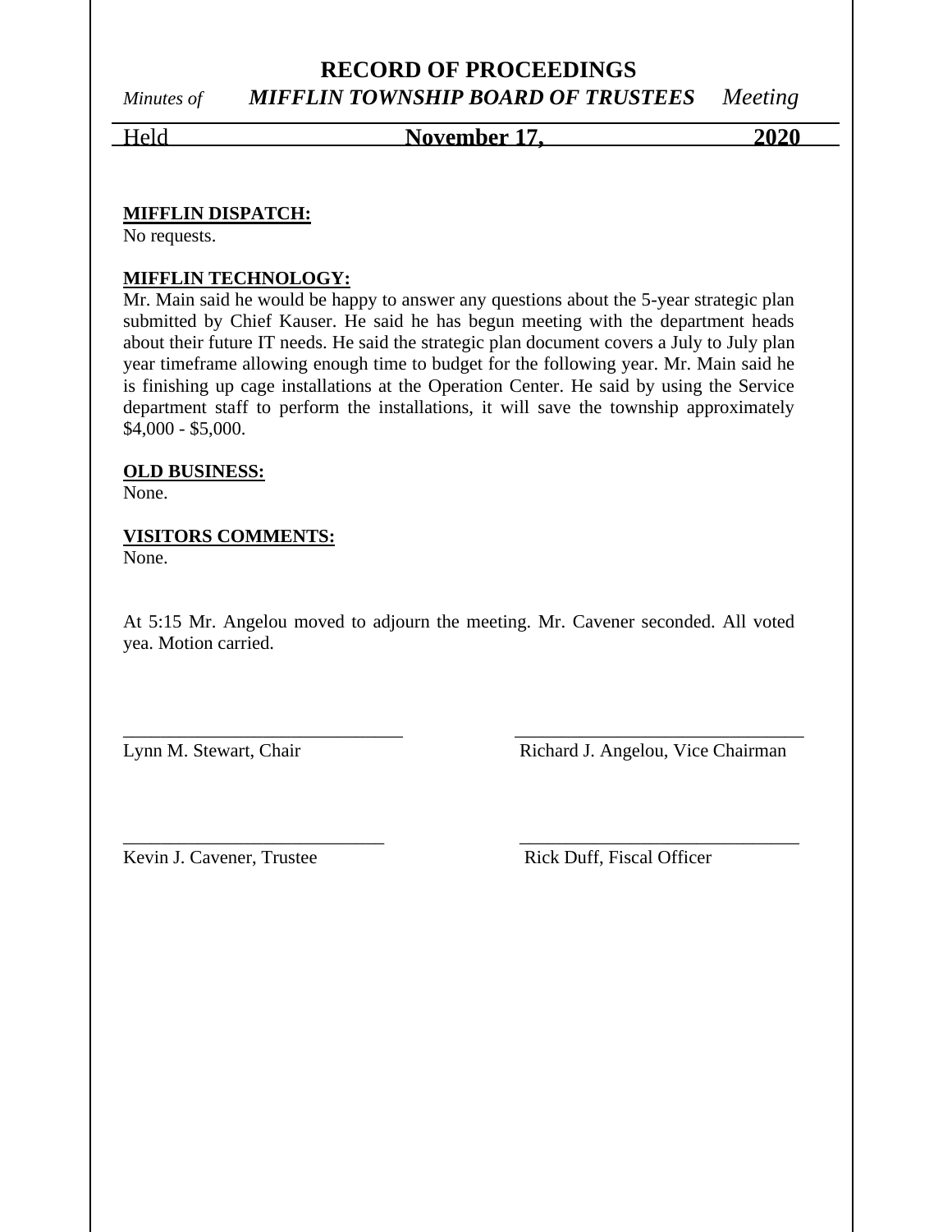**RECORD OF PROCEEDINGS**

*Minutes of* ***MIFFLIN TOWNSHIP BOARD OF TRUSTEES*** *Meeting*

Held **November 17, 2020**

**MIFFLIN DISPATCH:**
No requests.

**MIFFLIN TECHNOLOGY:**
Mr. Main said he would be happy to answer any questions about the 5-year strategic plan submitted by Chief Kauser. He said he has begun meeting with the department heads about their future IT needs. He said the strategic plan document covers a July to July plan year timeframe allowing enough time to budget for the following year. Mr. Main said he is finishing up cage installations at the Operation Center. He said by using the Service department staff to perform the installations, it will save the township approximately $4,000 - $5,000.

**OLD BUSINESS:**
None.

**VISITORS COMMENTS:**
None.

At 5:15 Mr. Angelou moved to adjourn the meeting. Mr. Cavener seconded. All voted yea. Motion carried.

______________________________
Lynn M. Stewart, Chair

______________________________
Richard J. Angelou, Vice Chairman

______________________________
Kevin J. Cavener, Trustee

______________________________
Rick Duff, Fiscal Officer